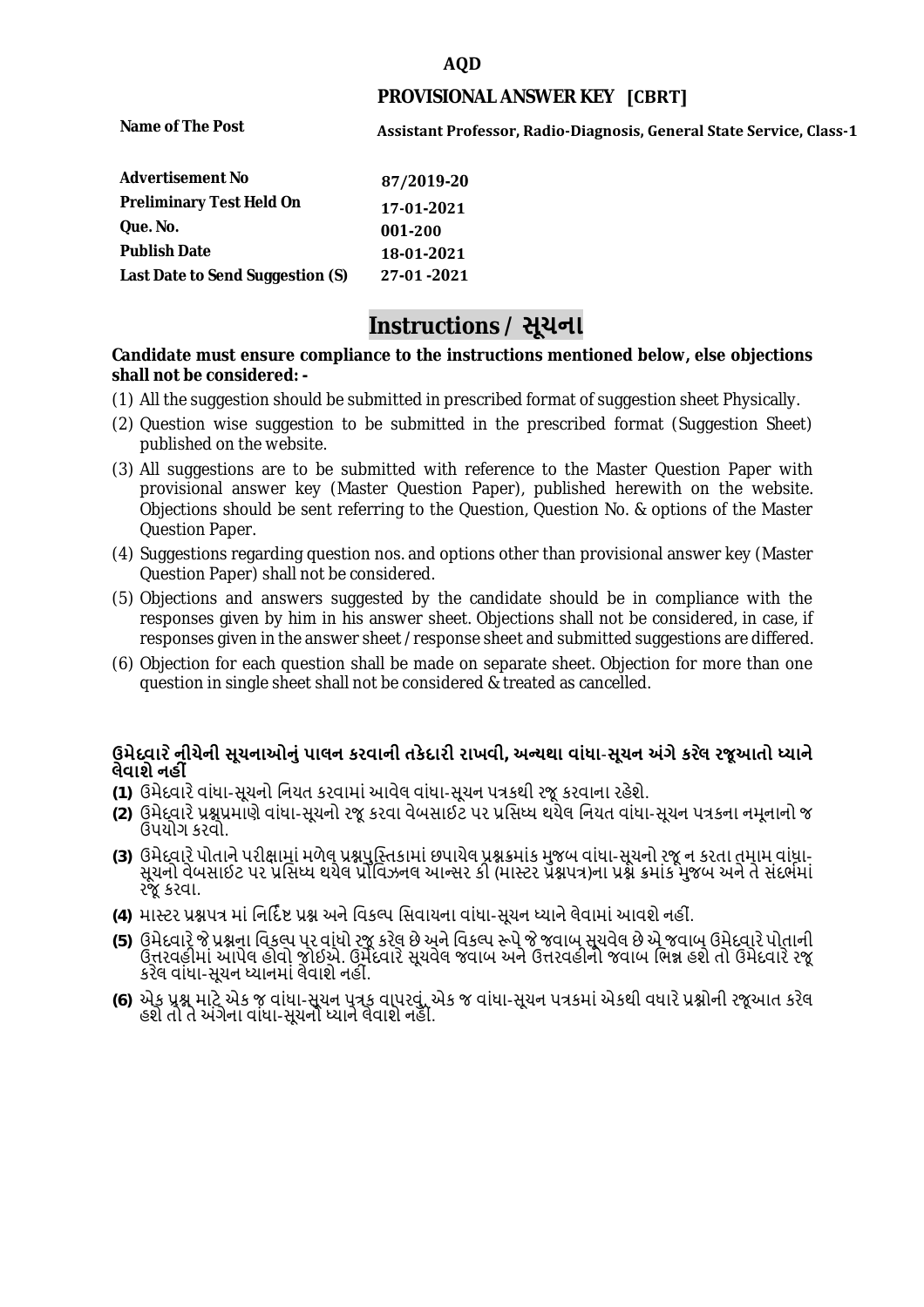**AQD**

## PROVISIONAL ANSWER KEY [CBRT]

| | |
|---|---|
| **Name of The Post** | **Assistant Professor, Radio-Diagnosis, General State Service, Class-1** |
| **Advertisement No** | **87/2019-20** |
| **Preliminary Test Held On** | **17-01-2021** |
| **Que. No.** | **001-200** |
| **Publish Date** | **18-01-2021** |
| **Last Date to Send Suggestion (S)** | **27-01 -2021** |

# Instructions / સૂચના

**Candidate must ensure compliance to the instructions mentioned below, else objections shall not be considered: -**

(1) All the suggestion should be submitted in prescribed format of suggestion sheet Physically.

(2) Question wise suggestion to be submitted in the prescribed format (Suggestion Sheet) published on the website.

(3) All suggestions are to be submitted with reference to the Master Question Paper with provisional answer key (Master Question Paper), published herewith on the website. Objections should be sent referring to the Question, Question No. & options of the Master Question Paper.

(4) Suggestions regarding question nos. and options other than provisional answer key (Master Question Paper) shall not be considered.

(5) Objections and answers suggested by the candidate should be in compliance with the responses given by him in his answer sheet. Objections shall not be considered, in case, if responses given in the answer sheet /response sheet and submitted suggestions are differed.

(6) Objection for each question shall be made on separate sheet. Objection for more than one question in single sheet shall not be considered & treated as cancelled.

**ઉમેદવારે નીચેની સૂચનાઓનું પાલન કરવાની તકેદારી રાખવી, અન્યથા વાંધા-સૂચન અંગે કરેલ રજૂઆતો ધ્યાને લેવાશે નહીં**

**(1)** ઉમેદવારે વાંધા-સૂચનો નિયત કરવામાં આવેલ વાંધા-સૂચન પત્રકથી રજૂ કરવાના રહેશે.

**(2)** ઉમેદવારે પ્રશ્નપ્રમાણે વાંધા-સૂચનો રજૂ કરવા વેબસાઈટ પર પ્રસિધ્ધ થયેલ નિયત વાંધા-સૂચન પત્રકના નમૂનાનો જ ઉપયોગ કરવો.

**(3)** ઉમેદવારે પોતાને પરીક્ષામાં મળેલ પ્રશ્નપુસ્તિકામાં છપાયેલ પ્રશ્નક્રમાંક મુજબ વાંધા-સૂચનો રજૂ ન કરતા તમામ વાંધા-સૂચનો વેબસાઈટ પર પ્રસિધ્ધ થયેલ પ્રોવિઝનલ આન્સર કી (માસ્ટર પ્રશ્નપત્ર)ના પ્રશ્ન ક્રમાંક મુજબ અને તે સંદર્ભમાં રજૂ કરવા.

**(4)** માસ્ટર પ્રશ્નપત્ર માં નિર્દિષ્ટ પ્રશ્ન અને વિકલ્પ સિવાયના વાંધા-સૂચન ધ્યાને લેવામાં આવશે નહીં.

**(5)** ઉમેદવારે જે પ્રશ્નના વિકલ્પ પર વાંધો રજૂ કરેલ છે અને વિકલ્પ રૂપે જે જવાબ સૂચવેલ છે એ જવાબ ઉમેદવારે પોતાની ઉત્તરવહીમાં આપેલ હોવો જોઈએ. ઉમેદવારે સૂચવેલ જવાબ અને ઉત્તરવહીનો જવાબ ભિન્ન હશે તો ઉમેદવારે રજૂ કરેલ વાંધા-સૂચન ધ્યાનમાં લેવાશે નહીં.

**(6)** એક પ્રશ્ન માટે એક જ વાંધા-સૂચન પત્રક વાપરવું. એક જ વાંધા-સૂચન પત્રકમાં એકથી વધારે પ્રશ્નોની રજૂઆત કરેલ હશે તો તે અંગેના વાંધા-સૂચનો ધ્યાને લેવાશે નહીં.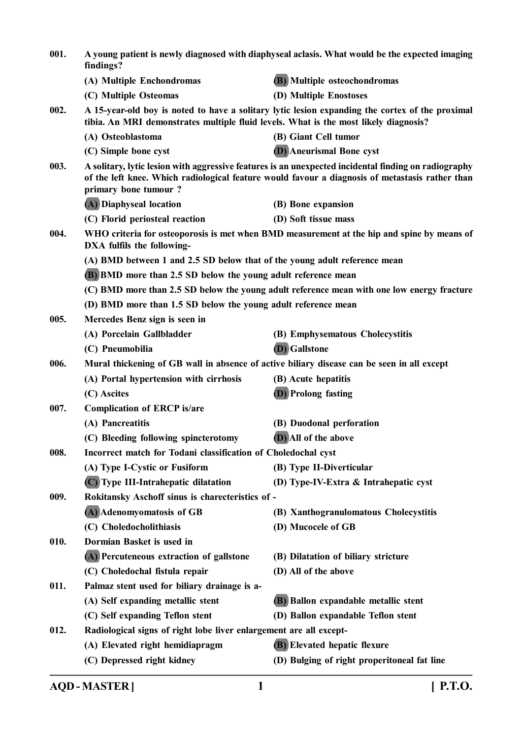**001.** **A young patient is newly diagnosed with diaphyseal aclasis. What would be the expected imaging findings?**

(A) Multiple Enchondromas
(B) Multiple osteochondromas
(C) Multiple Osteomas
(D) Multiple Enostoses

**002.** **A 15-year-old boy is noted to have a solitary lytic lesion expanding the cortex of the proximal tibia. An MRI demonstrates multiple fluid levels. What is the most likely diagnosis?**

(A) Osteoblastoma
(B) Giant Cell tumor
(C) Simple bone cyst
(D) Aneurismal Bone cyst

**003.** **A solitary, lytic lesion with aggressive features is an unexpected incidental finding on radiography of the left knee. Which radiological feature would favour a diagnosis of metastasis rather than primary bone tumour ?**

(A) Diaphyseal location
(B) Bone expansion
(C) Florid periosteal reaction
(D) Soft tissue mass

**004.** **WHO criteria for osteoporosis is met when BMD measurement at the hip and spine by means of DXA fulfils the following-**

(A) BMD between 1 and 2.5 SD below that of the young adult reference mean
(B) BMD more than 2.5 SD below the young adult reference mean
(C) BMD more than 2.5 SD below the young adult reference mean with one low energy fracture
(D) BMD more than 1.5 SD below the young adult reference mean

**005.** **Mercedes Benz sign is seen in**

(A) Porcelain Gallbladder
(B) Emphysematous Cholecystitis
(C) Pneumobilia
(D) Gallstone

**006.** **Mural thickening of GB wall in absence of active biliary disease can be seen in all except**

(A) Portal hypertension with cirrhosis
(B) Acute hepatitis
(C) Ascites
(D) Prolong fasting

**007.** **Complication of ERCP is/are**

(A) Pancreatitis
(B) Duodenal perforation
(C) Bleeding following spincterotomy
(D) All of the above

**008.** **Incorrect match for Todani classification of Choledochal cyst**

(A) Type I-Cystic or Fusiform
(B) Type II-Diverticular
(C) Type III-Intrahepatic dilatation
(D) Type-IV-Extra & Intrahepatic cyst

**009.** **Rokitansky Aschoff sinus is charecteristics of -**

(A) Adenomyomatosis of GB
(B) Xanthogranulomatous Cholecystitis
(C) Choledocholithiasis
(D) Mucocele of GB

**010.** **Dormian Basket is used in**

(A) Percuteneous extraction of gallstone
(B) Dilatation of biliary stricture
(C) Choledochal fistula repair
(D) All of the above

**011.** **Palmaz stent used for biliary drainage is a-**

(A) Self expanding metallic stent
(B) Ballon expandable metallic stent
(C) Self expanding Teflon stent
(D) Ballon expandable Teflon stent

**012.** **Radiological signs of right lobe liver enlargement are all except-**

(A) Elevated right hemidiapragm
(B) Elevated hepatic flexure
(C) Depressed right kidney
(D) Bulging of right properitoneal fat line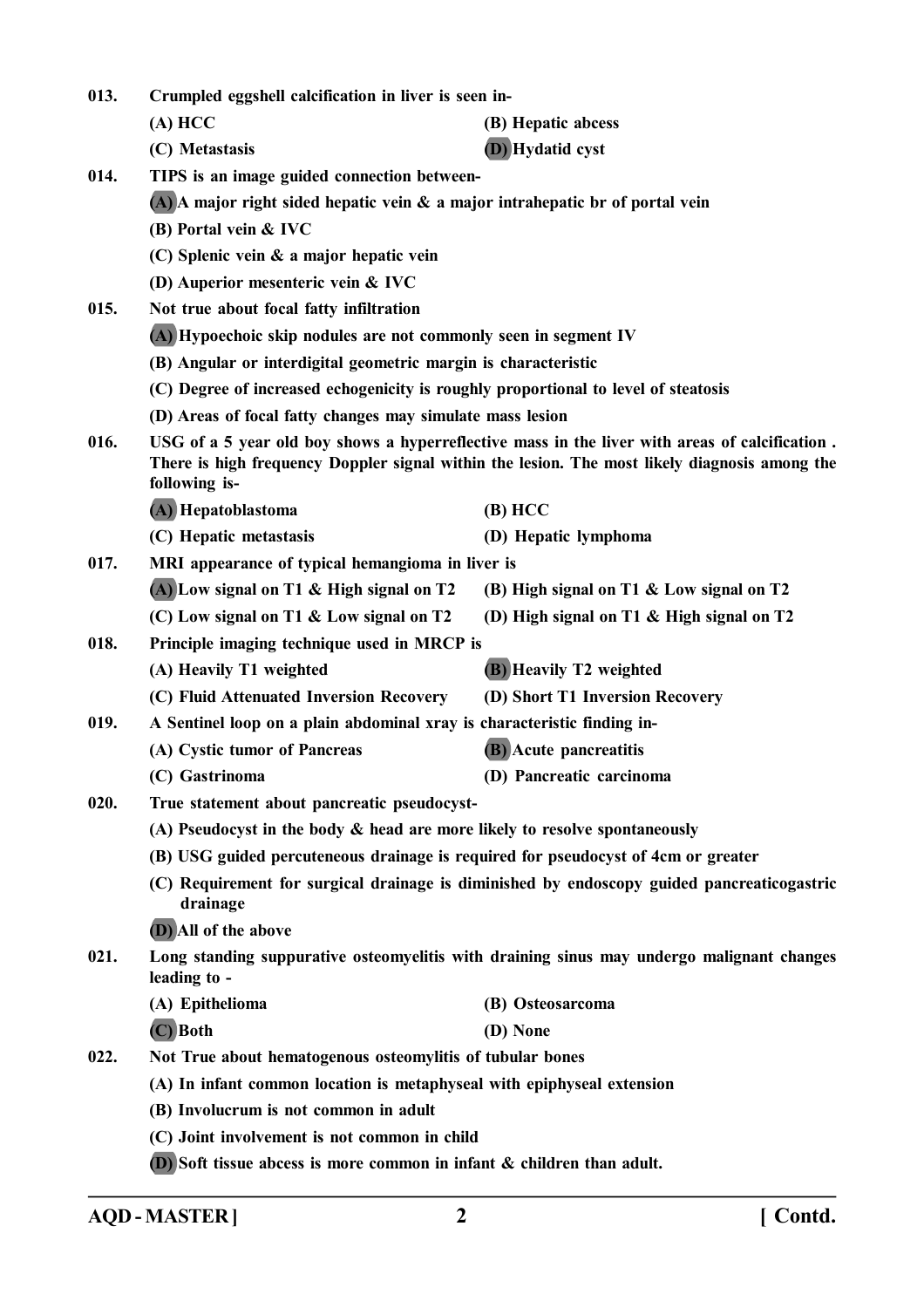**013.** **Crumpled eggshell calcification in liver is seen in-**

**(A) HCC** **(B) Hepatic abcess**

**(C) Metastasis** **(D) Hydatid cyst**

**014.** **TIPS is an image guided connection between-**

**(A) A major right sided hepatic vein & a major intrahepatic br of portal vein**

**(B) Portal vein & IVC**

**(C) Splenic vein & a major hepatic vein**

**(D) Auperior mesenteric vein & IVC**

**015.** **Not true about focal fatty infiltration**

**(A) Hypoechoic skip nodules are not commonly seen in segment IV**

**(B) Angular or interdigital geometric margin is characteristic**

**(C) Degree of increased echogenicity is roughly proportional to level of steatosis**

**(D) Areas of focal fatty changes may simulate mass lesion**

**016.** **USG of a 5 year old boy shows a hyperreflective mass in the liver with areas of calcification . There is high frequency Doppler signal within the lesion. The most likely diagnosis among the following is-**

**(A) Hepatoblastoma** **(B) HCC**

**(C) Hepatic metastasis** **(D) Hepatic lymphoma**

**017.** **MRI appearance of typical hemangioma in liver is**

**(A) Low signal on T1 & High signal on T2** **(B) High signal on T1 & Low signal on T2**

**(C) Low signal on T1 & Low signal on T2** **(D) High signal on T1 & High signal on T2**

**018.** **Principle imaging technique used in MRCP is**

**(A) Heavily T1 weighted** **(B) Heavily T2 weighted**

**(C) Fluid Attenuated Inversion Recovery** **(D) Short T1 Inversion Recovery**

**019.** **A Sentinel loop on a plain abdominal xray is characteristic finding in-**

**(A) Cystic tumor of Pancreas** **(B) Acute pancreatitis**

**(C) Gastrinoma** **(D) Pancreatic carcinoma**

**020.** **True statement about pancreatic pseudocyst-**

**(A) Pseudocyst in the body & head are more likely to resolve spontaneously**

**(B) USG guided percuteneous drainage is required for pseudocyst of 4cm or greater**

**(C) Requirement for surgical drainage is diminished by endoscopy guided pancreaticogastric drainage**

**(D) All of the above**

**021.** **Long standing suppurative osteomyelitis with draining sinus may undergo malignant changes leading to -**

**(A) Epithelioma** **(B) Osteosarcoma**

**(C) Both** **(D) None**

**022.** **Not True about hematogenous osteomylitis of tubular bones**

**(A) In infant common location is metaphyseal with epiphyseal extension**

**(B) Involucrum is not common in adult**

**(C) Joint involvement is not common in child**

**(D) Soft tissue abcess is more common in infant & children than adult.**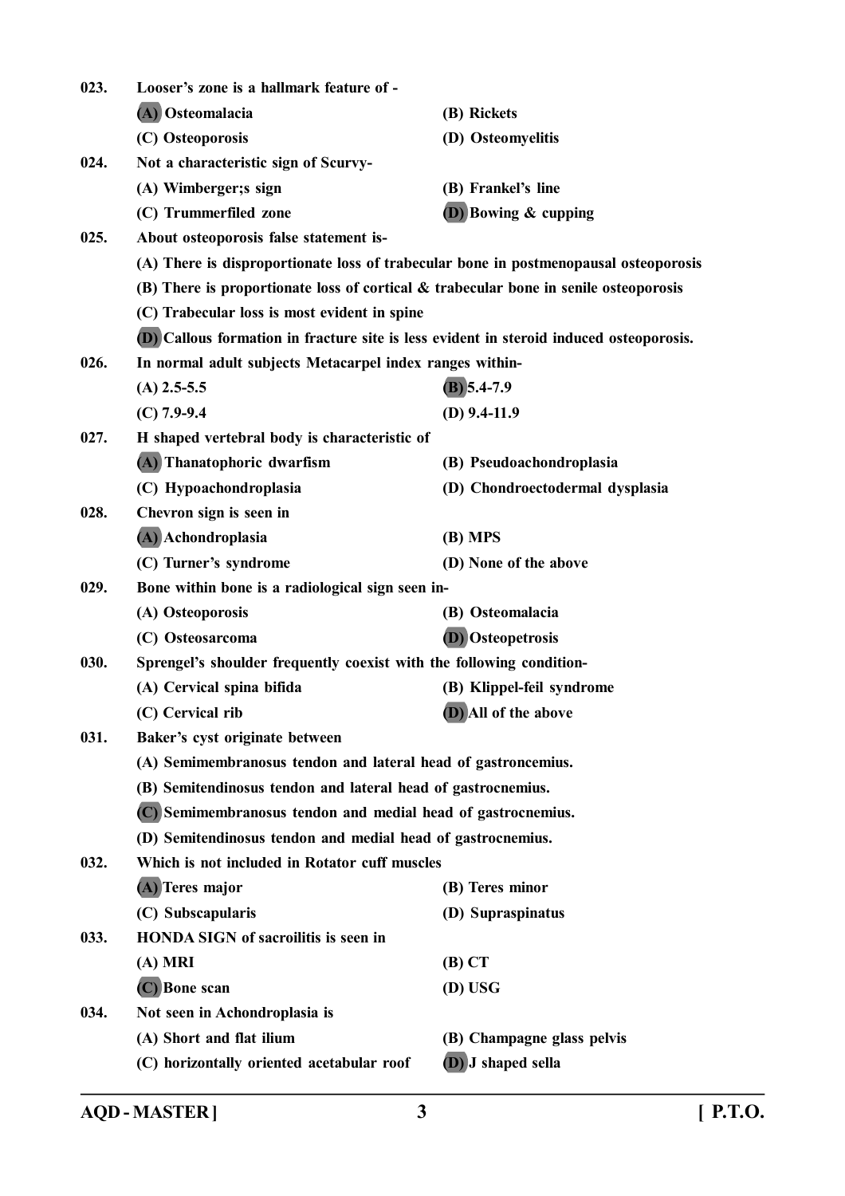023. Looser's zone is a hallmark feature of -

(A) Osteomalacia
(B) Rickets
(C) Osteoporosis
(D) Osteomyelitis

024. Not a characteristic sign of Scurvy-

(A) Wimberger;s sign
(B) Frankel's line
(C) Trummerfiled zone
(D) Bowing & cupping

025. About osteoporosis false statement is-

(A) There is disproportionate loss of trabecular bone in postmenopausal osteoporosis
(B) There is proportionate loss of cortical & trabecular bone in senile osteoporosis
(C) Trabecular loss is most evident in spine
(D) Callous formation in fracture site is less evident in steroid induced osteoporosis.

026. In normal adult subjects Metacarpel index ranges within-

(A) 2.5-5.5
(B) 5.4-7.9
(C) 7.9-9.4
(D) 9.4-11.9

027. H shaped vertebral body is characteristic of

(A) Thanatophoric dwarfism
(B) Pseudoachondroplasia
(C) Hypoachondroplasia
(D) Chondroectodermal dysplasia

028. Chevron sign is seen in

(A) Achondroplasia
(B) MPS
(C) Turner's syndrome
(D) None of the above

029. Bone within bone is a radiological sign seen in-

(A) Osteoporosis
(B) Osteomalacia
(C) Osteosarcoma
(D) Osteopetrosis

030. Sprengel's shoulder frequently coexist with the following condition-

(A) Cervical spina bifida
(B) Klippel-feil syndrome
(C) Cervical rib
(D) All of the above

031. Baker's cyst originate between

(A) Semimembranosus tendon and lateral head of gastroncemius.
(B) Semitendinosus tendon and lateral head of gastrocnemius.
(C) Semimembranosus tendon and medial head of gastrocnemius.
(D) Semitendinosus tendon and medial head of gastrocnemius.

032. Which is not included in Rotator cuff muscles

(A) Teres major
(B) Teres minor
(C) Subscapularis
(D) Supraspinatus

033. HONDA SIGN of sacroilitis is seen in

(A) MRI
(B) CT
(C) Bone scan
(D) USG

034. Not seen in Achondroplasia is

(A) Short and flat ilium
(B) Champagne glass pelvis
(C) horizontally oriented acetabular roof
(D) J shaped sella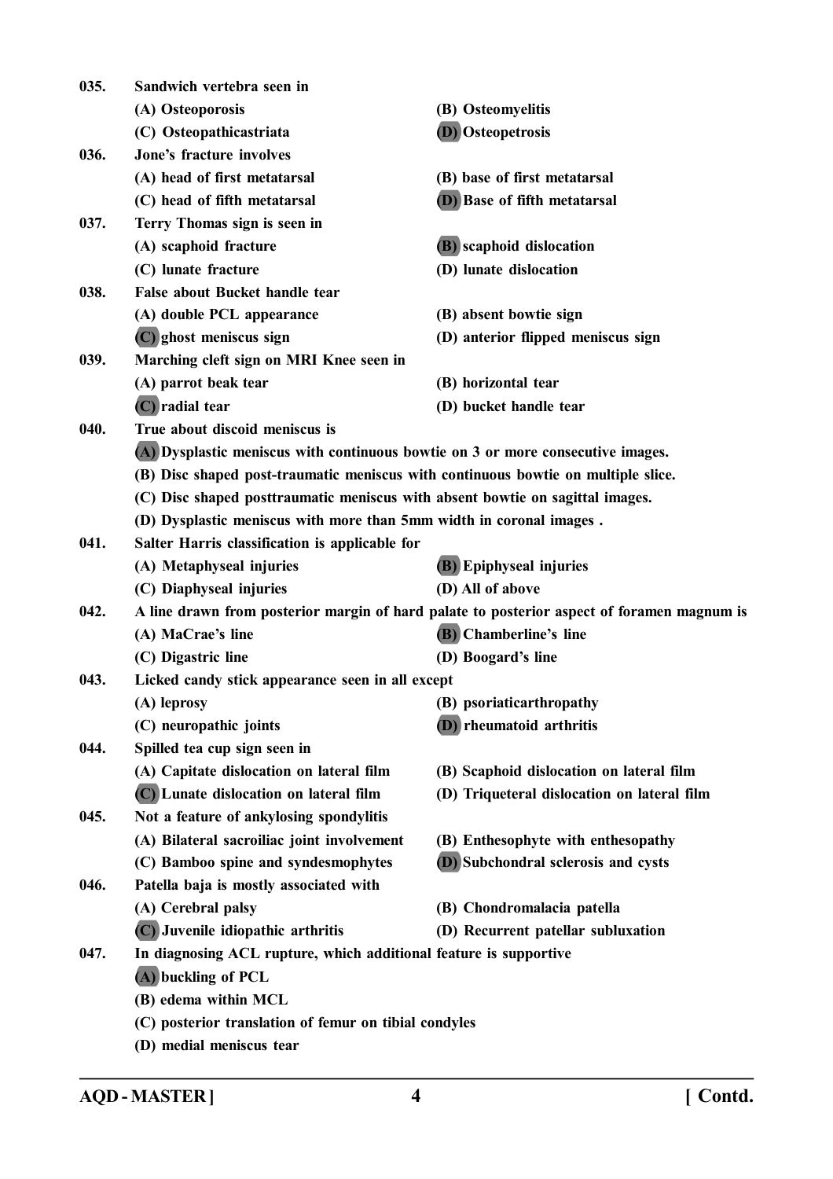035. Sandwich vertebra seen in

(A) Osteoporosis
(B) Osteomyelitis
(C) Osteopathicastriata
(D) Osteopetrosis

036. Jone's fracture involves

(A) head of first metatarsal
(B) base of first metatarsal
(C) head of fifth metatarsal
(D) Base of fifth metatarsal

037. Terry Thomas sign is seen in

(A) scaphoid fracture
(B) scaphoid dislocation
(C) lunate fracture
(D) lunate dislocation

038. False about Bucket handle tear

(A) double PCL appearance
(B) absent bowtie sign
(C) ghost meniscus sign
(D) anterior flipped meniscus sign

039. Marching cleft sign on MRI Knee seen in

(A) parrot beak tear
(B) horizontal tear
(C) radial tear
(D) bucket handle tear

040. True about discoid meniscus is

(A) Dysplastic meniscus with continuous bowtie on 3 or more consecutive images.
(B) Disc shaped post-traumatic meniscus with continuous bowtie on multiple slice.
(C) Disc shaped posttraumatic meniscus with absent bowtie on sagittal images.
(D) Dysplastic meniscus with more than 5mm width in coronal images .

041. Salter Harris classification is applicable for

(A) Metaphyseal injuries
(B) Epiphyseal injuries
(C) Diaphyseal injuries
(D) All of above

042. A line drawn from posterior margin of hard palate to posterior aspect of foramen magnum is

(A) MaCrae's line
(B) Chamberline's line
(C) Digastric line
(D) Boogard's line

043. Licked candy stick appearance seen in all except

(A) leprosy
(B) psoriaticarthropathy
(C) neuropathic joints
(D) rheumatoid arthritis

044. Spilled tea cup sign seen in

(A) Capitate dislocation on lateral film
(B) Scaphoid dislocation on lateral film
(C) Lunate dislocation on lateral film
(D) Triqueteral dislocation on lateral film

045. Not a feature of ankylosing spondylitis

(A) Bilateral sacroiliac joint involvement
(B) Enthesophyte with enthesopathy
(C) Bamboo spine and syndesmophytes
(D) Subchondral sclerosis and cysts

046. Patella baja is mostly associated with

(A) Cerebral palsy
(B) Chondromalacia patella
(C) Juvenile idiopathic arthritis
(D) Recurrent patellar subluxation

047. In diagnosing ACL rupture, which additional feature is supportive

(A) buckling of PCL
(B) edema within MCL
(C) posterior translation of femur on tibial condyles
(D) medial meniscus tear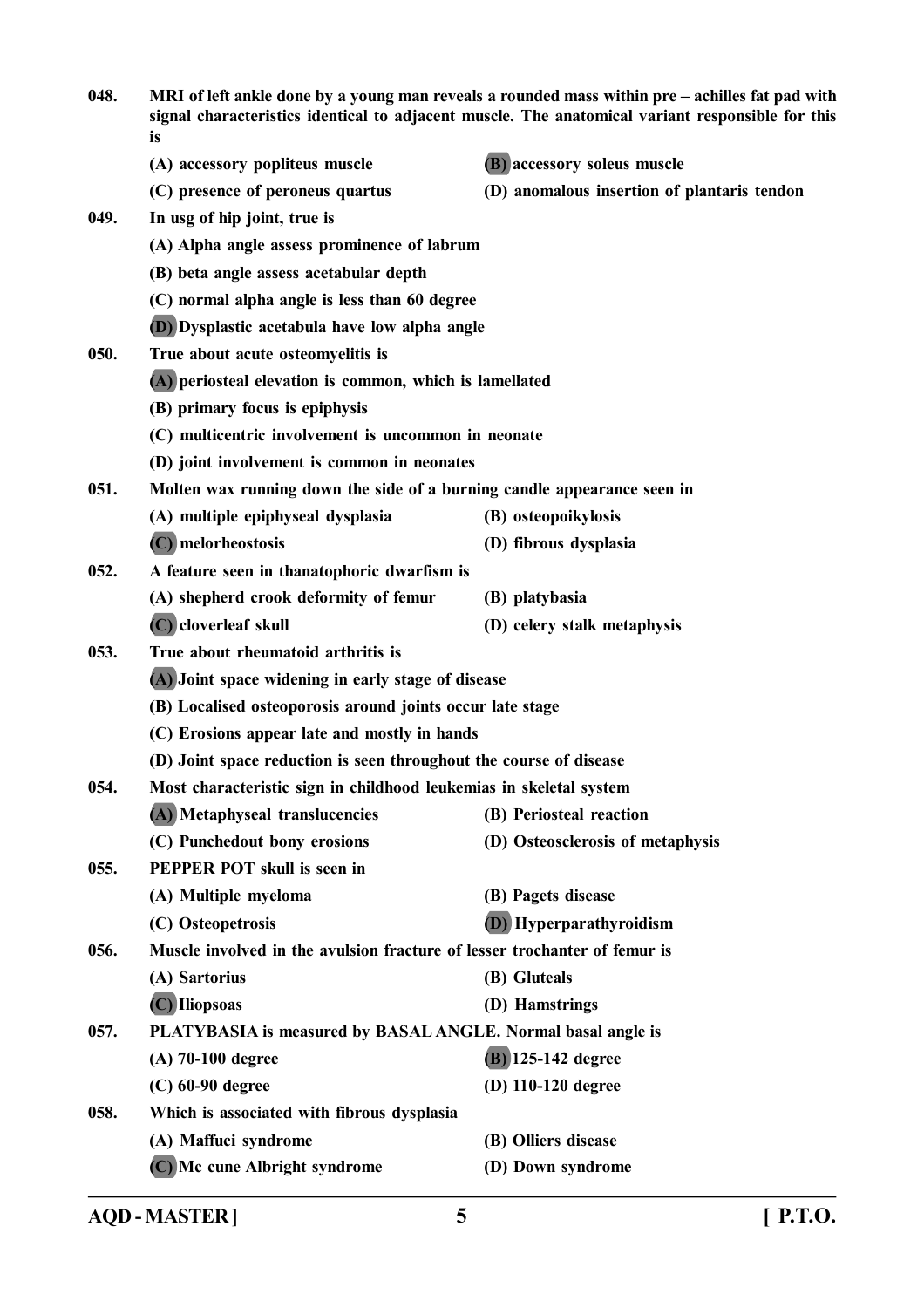**048.** MRI of left ankle done by a young man reveals a rounded mass within pre – achilles fat pad with signal characteristics identical to adjacent muscle. The anatomical variant responsible for this is

- (A) accessory popliteus muscle
- **(B)** accessory soleus muscle
- (C) presence of peroneus quartus
- (D) anomalous insertion of plantaris tendon

**049.** In usg of hip joint, true is

- (A) Alpha angle assess prominence of labrum
- (B) beta angle assess acetabular depth
- (C) normal alpha angle is less than 60 degree
- **(D)** Dysplastic acetabula have low alpha angle

**050.** True about acute osteomyelitis is

- **(A)** periosteal elevation is common, which is lamellated
- (B) primary focus is epiphysis
- (C) multicentric involvement is uncommon in neonate
- (D) joint involvement is common in neonates

**051.** Molten wax running down the side of a burning candle appearance seen in

- (A) multiple epiphyseal dysplasia
- (B) osteopoikylosis
- **(C)** melorheostosis
- (D) fibrous dysplasia

**052.** A feature seen in thanatophoric dwarfism is

- (A) shepherd crook deformity of femur
- (B) platybasia
- **(C)** cloverleaf skull
- (D) celery stalk metaphysis

**053.** True about rheumatoid arthritis is

- **(A)** Joint space widening in early stage of disease
- (B) Localised osteoporosis around joints occur late stage
- (C) Erosions appear late and mostly in hands
- (D) Joint space reduction is seen throughout the course of disease

**054.** Most characteristic sign in childhood leukemias in skeletal system

- **(A)** Metaphyseal translucencies
- (B) Periosteal reaction
- (C) Punchedout bony erosions
- (D) Osteosclerosis of metaphysis

**055.** PEPPER POT skull is seen in

- (A) Multiple myeloma
- (B) Pagets disease
- (C) Osteopetrosis
- **(D)** Hyperparathyroidism

**056.** Muscle involved in the avulsion fracture of lesser trochanter of femur is

- (A) Sartorius
- (B) Gluteals
- **(C)** Iliopsoas
- (D) Hamstrings

**057.** PLATYBASIA is measured by BASAL ANGLE. Normal basal angle is

- (A) 70-100 degree
- **(B)** 125-142 degree
- (C) 60-90 degree
- (D) 110-120 degree

**058.** Which is associated with fibrous dysplasia

- (A) Maffuci syndrome
- (B) Olliers disease
- **(C)** Mc cune Albright syndrome
- (D) Down syndrome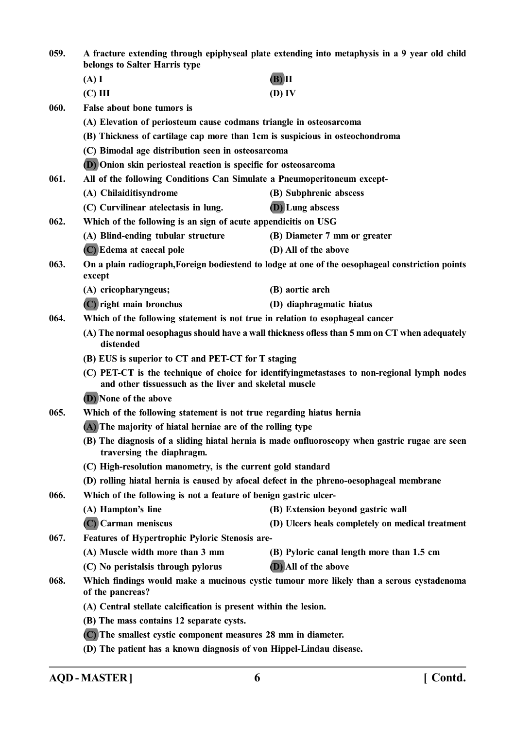059. A fracture extending through epiphyseal plate extending into metaphysis in a 9 year old child belongs to Salter Harris type

(A) I
(B) II
(C) III
(D) IV

060. False about bone tumors is

(A) Elevation of periosteum cause codmans triangle in osteosarcoma
(B) Thickness of cartilage cap more than 1cm is suspicious in osteochondroma
(C) Bimodal age distribution seen in osteosarcoma
(D) Onion skin periosteal reaction is specific for osteosarcoma

061. All of the following Conditions Can Simulate a Pneumoperitoneum except-

(A) Chilaiditisyndrome
(B) Subphrenic abscess
(C) Curvilinear atelectasis in lung.
(D) Lung abscess

062. Which of the following is an sign of acute appendicitis on USG

(A) Blind-ending tubular structure
(B) Diameter 7 mm or greater
(C) Edema at caecal pole
(D) All of the above

063. On a plain radiograph,Foreign bodiestend to lodge at one of the oesophageal constriction points except

(A) cricopharyngeus;
(B) aortic arch
(C) right main bronchus
(D) diaphragmatic hiatus

064. Which of the following statement is not true in relation to esophageal cancer

(A) The normal oesophagus should have a wall thickness ofless than 5 mm on CT when adequately distended
(B) EUS is superior to CT and PET-CT for T staging
(C) PET-CT is the technique of choice for identifyingmetastases to non-regional lymph nodes and other tissuessuch as the liver and skeletal muscle
(D) None of the above

065. Which of the following statement is not true regarding hiatus hernia

(A) The majority of hiatal herniae are of the rolling type
(B) The diagnosis of a sliding hiatal hernia is made onfluoroscopy when gastric rugae are seen traversing the diaphragm.
(C) High-resolution manometry, is the current gold standard
(D) rolling hiatal hernia is caused by afocal defect in the phreno-oesophageal membrane

066. Which of the following is not a feature of benign gastric ulcer-

(A) Hampton's line
(B) Extension beyond gastric wall
(C) Carman meniscus
(D) Ulcers heals completely on medical treatment

067. Features of Hypertrophic Pyloric Stenosis are-

(A) Muscle width more than 3 mm
(B) Pyloric canal length more than 1.5 cm
(C) No peristalsis through pylorus
(D) All of the above

068. Which findings would make a mucinous cystic tumour more likely than a serous cystadenoma of the pancreas?

(A) Central stellate calcification is present within the lesion.
(B) The mass contains 12 separate cysts.
(C) The smallest cystic component measures 28 mm in diameter.
(D) The patient has a known diagnosis of von Hippel-Lindau disease.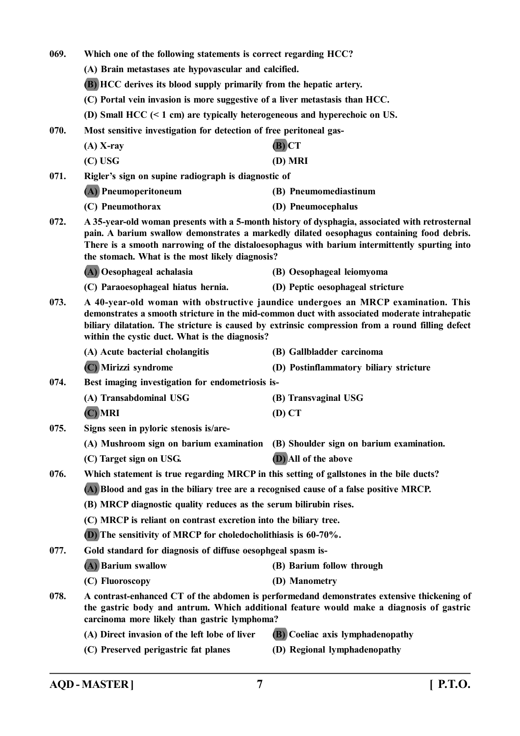069. Which one of the following statements is correct regarding HCC?

(A) Brain metastases ate hypovascular and calcified.

(B) HCC derives its blood supply primarily from the hepatic artery.

(C) Portal vein invasion is more suggestive of a liver metastasis than HCC.

(D) Small HCC (< 1 cm) are typically heterogeneous and hyperechoic on US.

070. Most sensitive investigation for detection of free peritoneal gas-

(A) X-ray (B) CT

(C) USG (D) MRI

071. Rigler's sign on supine radiograph is diagnostic of

(A) Pneumoperitoneum (B) Pneumomediastinum

(C) Pneumothorax (D) Pneumocephalus

072. A 35-year-old woman presents with a 5-month history of dysphagia, associated with retrosternal pain. A barium swallow demonstrates a markedly dilated oesophagus containing food debris. There is a smooth narrowing of the distaloesophagus with barium intermittently spurting into the stomach. What is the most likely diagnosis?

(A) Oesophageal achalasia (B) Oesophageal leiomyoma

(C) Paraoesophageal hiatus hernia. (D) Peptic oesophageal stricture

073. A 40-year-old woman with obstructive jaundice undergoes an MRCP examination. This demonstrates a smooth stricture in the mid-common duct with associated moderate intrahepatic biliary dilatation. The stricture is caused by extrinsic compression from a round filling defect within the cystic duct. What is the diagnosis?

(A) Acute bacterial cholangitis (B) Gallbladder carcinoma

(C) Mirizzi syndrome (D) Postinflammatory biliary stricture

074. Best imaging investigation for endometriosis is-

(A) Transabdominal USG (B) Transvaginal USG

(C) MRI (D) CT

075. Signs seen in pyloric stenosis is/are-

(A) Mushroom sign on barium examination (B) Shoulder sign on barium examination.

(C) Target sign on USG. (D) All of the above

076. Which statement is true regarding MRCP in this setting of gallstones in the bile ducts?

(A) Blood and gas in the biliary tree are a recognised cause of a false positive MRCP.

(B) MRCP diagnostic quality reduces as the serum bilirubin rises.

(C) MRCP is reliant on contrast excretion into the biliary tree.

(D) The sensitivity of MRCP for choledocholithiasis is 60-70%.

077. Gold standard for diagnosis of diffuse oesophgeal spasm is-

(A) Barium swallow (B) Barium follow through

(C) Fluoroscopy (D) Manometry

078. A contrast-enhanced CT of the abdomen is performedand demonstrates extensive thickening of the gastric body and antrum. Which additional feature would make a diagnosis of gastric carcinoma more likely than gastric lymphoma?

(A) Direct invasion of the left lobe of liver (B) Coeliac axis lymphadenopathy

(C) Preserved perigastric fat planes (D) Regional lymphadenopathy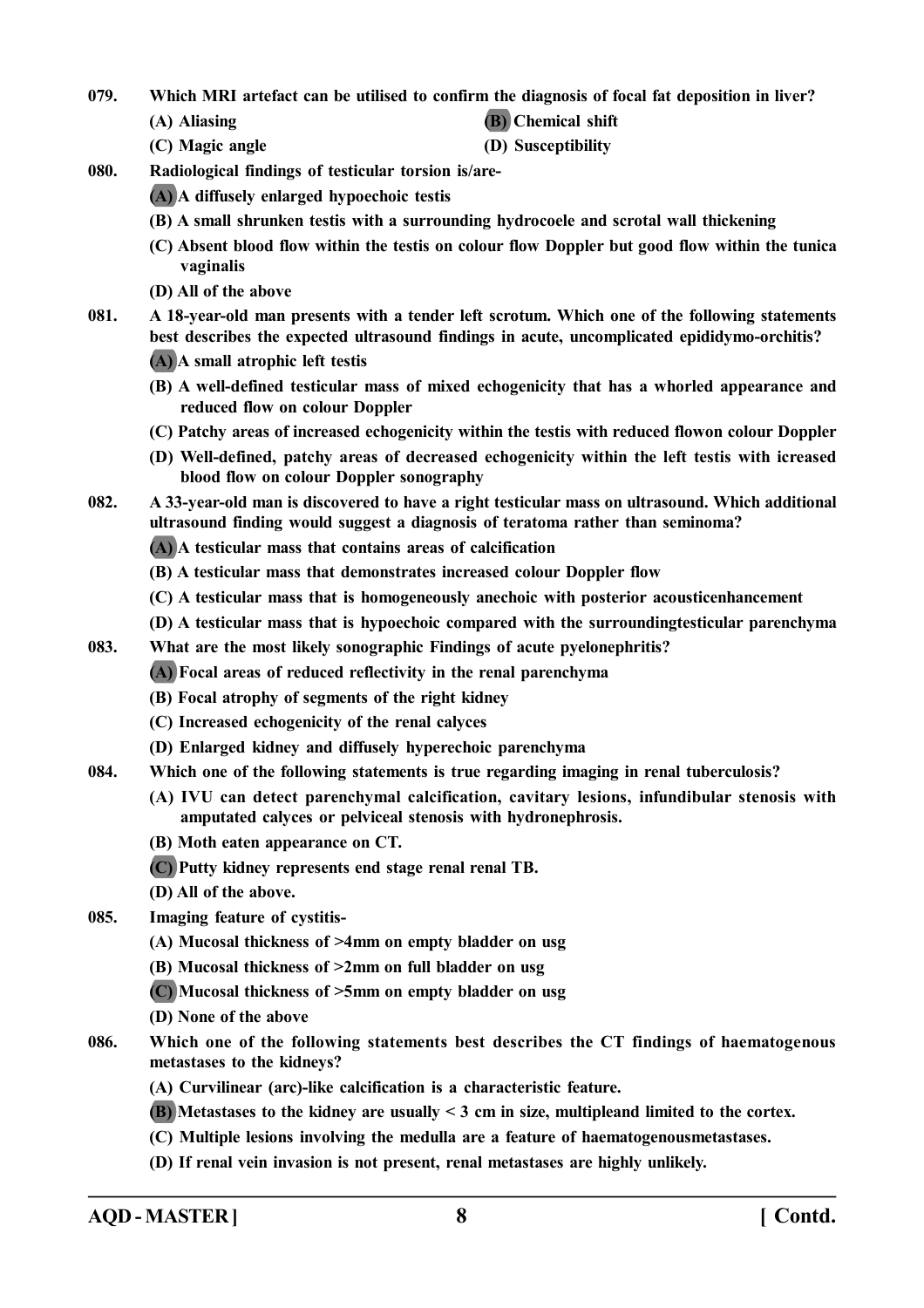079. Which MRI artefact can be utilised to confirm the diagnosis of focal fat deposition in liver?

(A) Aliasing
(B) Chemical shift
(C) Magic angle
(D) Susceptibility

080. Radiological findings of testicular torsion is/are-

(A) A diffusely enlarged hypoechoic testis
(B) A small shrunken testis with a surrounding hydrocoele and scrotal wall thickening
(C) Absent blood flow within the testis on colour flow Doppler but good flow within the tunica vaginalis
(D) All of the above

081. A 18-year-old man presents with a tender left scrotum. Which one of the following statements best describes the expected ultrasound findings in acute, uncomplicated epididymo-orchitis?

(A) A small atrophic left testis
(B) A well-defined testicular mass of mixed echogenicity that has a whorled appearance and reduced flow on colour Doppler
(C) Patchy areas of increased echogenicity within the testis with reduced flowon colour Doppler
(D) Well-defined, patchy areas of decreased echogenicity within the left testis with icreased blood flow on colour Doppler sonography

082. A 33-year-old man is discovered to have a right testicular mass on ultrasound. Which additional ultrasound finding would suggest a diagnosis of teratoma rather than seminoma?

(A) A testicular mass that contains areas of calcification
(B) A testicular mass that demonstrates increased colour Doppler flow
(C) A testicular mass that is homogeneously anechoic with posterior acousticenhancement
(D) A testicular mass that is hypoechoic compared with the surroundingtesticular parenchyma

083. What are the most likely sonographic Findings of acute pyelonephritis?

(A) Focal areas of reduced reflectivity in the renal parenchyma
(B) Focal atrophy of segments of the right kidney
(C) Increased echogenicity of the renal calyces
(D) Enlarged kidney and diffusely hyperechoic parenchyma

084. Which one of the following statements is true regarding imaging in renal tuberculosis?

(A) IVU can detect parenchymal calcification, cavitary lesions, infundibular stenosis with amputated calyces or pelviceal stenosis with hydronephrosis.
(B) Moth eaten appearance on CT.
(C) Putty kidney represents end stage renal renal TB.
(D) All of the above.

085. Imaging feature of cystitis-

(A) Mucosal thickness of >4mm on empty bladder on usg
(B) Mucosal thickness of >2mm on full bladder on usg
(C) Mucosal thickness of >5mm on empty bladder on usg
(D) None of the above

086. Which one of the following statements best describes the CT findings of haematogenous metastases to the kidneys?

(A) Curvilinear (arc)-like calcification is a characteristic feature.
(B) Metastases to the kidney are usually < 3 cm in size, multipleand limited to the cortex.
(C) Multiple lesions involving the medulla are a feature of haematogenousmetastases.
(D) If renal vein invasion is not present, renal metastases are highly unlikely.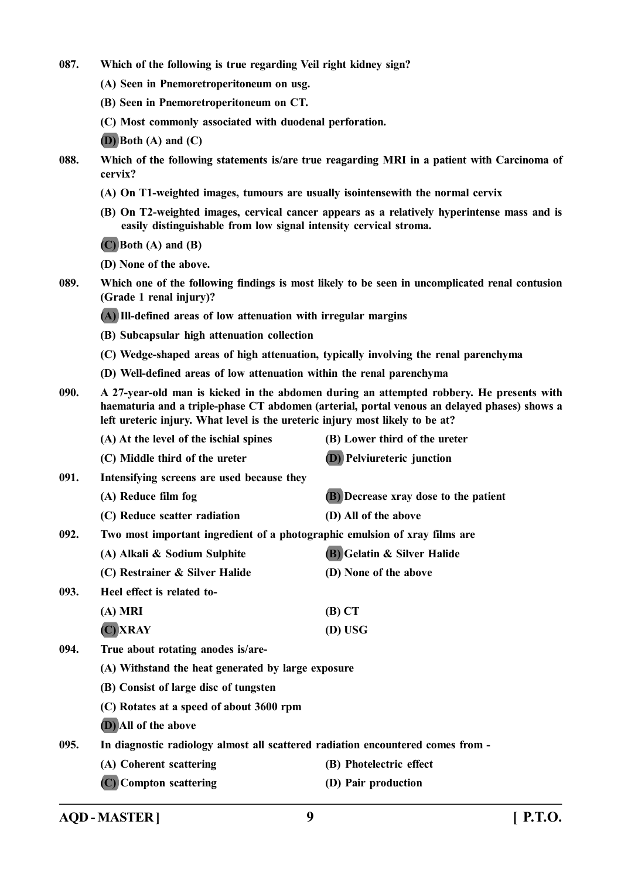087. **Which of the following is true regarding Veil right kidney sign?**

(A) Seen in Pnemoretroperitoneum on usg.

(B) Seen in Pnemoretroperitoneum on CT.

(C) Most commonly associated with duodenal perforation.

(D) Both (A) and (C)

088. **Which of the following statements is/are true reagarding MRI in a patient with Carcinoma of cervix?**

(A) On T1-weighted images, tumours are usually isointensewith the normal cervix

(B) On T2-weighted images, cervical cancer appears as a relatively hyperintense mass and is easily distinguishable from low signal intensity cervical stroma.

(C) Both (A) and (B)

(D) None of the above.

089. **Which one of the following findings is most likely to be seen in uncomplicated renal contusion (Grade 1 renal injury)?**

(A) Ill-defined areas of low attenuation with irregular margins

(B) Subcapsular high attenuation collection

(C) Wedge-shaped areas of high attenuation, typically involving the renal parenchyma

(D) Well-defined areas of low attenuation within the renal parenchyma

090. **A 27-year-old man is kicked in the abdomen during an attempted robbery. He presents with haematuria and a triple-phase CT abdomen (arterial, portal venous an delayed phases) shows a left ureteric injury. What level is the ureteric injury most likely to be at?**

(A) At the level of the ischial spines

(B) Lower third of the ureter

(C) Middle third of the ureter

(D) Pelviureteric junction

091. **Intensifying screens are used because they**

(A) Reduce film fog

(B) Decrease xray dose to the patient

(C) Reduce scatter radiation

(D) All of the above

092. **Two most important ingredient of a photographic emulsion of xray films are**

(A) Alkali & Sodium Sulphite

(B) Gelatin & Silver Halide

(C) Restrainer & Silver Halide

(D) None of the above

093. **Heel effect is related to-**

(A) MRI

(B) CT

(C) XRAY

(D) USG

094. **True about rotating anodes is/are-**

(A) Withstand the heat generated by large exposure

(B) Consist of large disc of tungsten

(C) Rotates at a speed of about 3600 rpm

(D) All of the above

095. **In diagnostic radiology almost all scattered radiation encountered comes from -**

(A) Coherent scattering

(B) Photelectric effect

(C) Compton scattering

(D) Pair production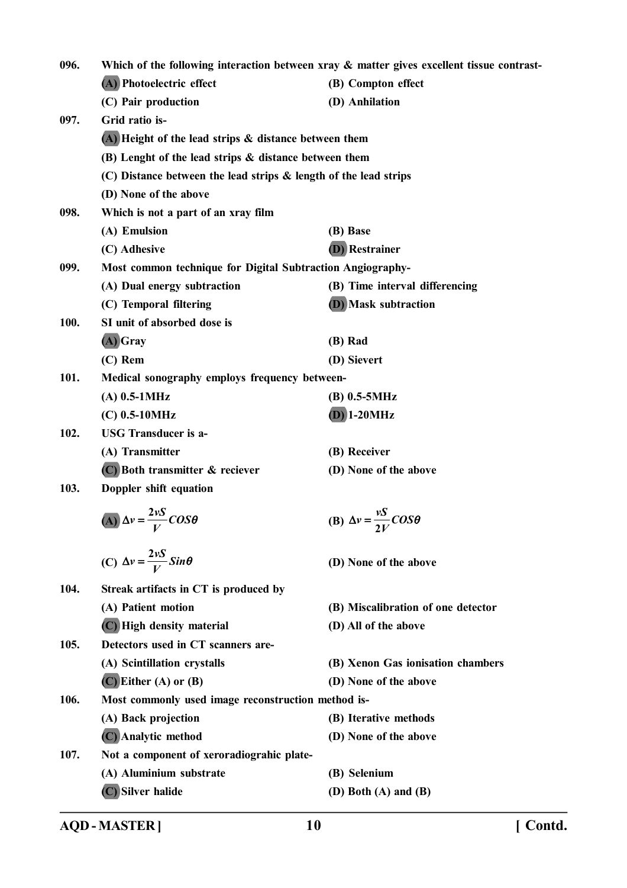096. **Which of the following interaction between xray & matter gives excellent tissue contrast-**

(A) Photoelectric effect
(B) Compton effect
(C) Pair production
(D) Anhilation

097. **Grid ratio is-**

(A) Height of the lead strips & distance between them
(B) Lenght of the lead strips & distance between them
(C) Distance between the lead strips & length of the lead strips
(D) None of the above

098. **Which is not a part of an xray film**

(A) Emulsion
(B) Base
(C) Adhesive
(D) Restrainer

099. **Most common technique for Digital Subtraction Angiography-**

(A) Dual energy subtraction
(B) Time interval differencing
(C) Temporal filtering
(D) Mask subtraction

100. **SI unit of absorbed dose is**

(A) Gray
(B) Rad
(C) Rem
(D) Sievert

101. **Medical sonography employs frequency between-**

(A) 0.5-1MHz
(B) 0.5-5MHz
(C) 0.5-10MHz
(D) 1-20MHz

102. **USG Transducer is a-**

(A) Transmitter
(B) Receiver
(C) Both transmitter & reciever
(D) None of the above

103. **Doppler shift equation**

(A) $\Delta v = \frac{2vS}{V} COS\theta$
(B) $\Delta v = \frac{vS}{2V} COS\theta$
(C) $\Delta v = \frac{2vS}{V} Sin\theta$
(D) None of the above

104. **Streak artifacts in CT is produced by**

(A) Patient motion
(B) Miscalibration of one detector
(C) High density material
(D) All of the above

105. **Detectors used in CT scanners are-**

(A) Scintillation crystalls
(B) Xenon Gas ionisation chambers
(C) Either (A) or (B)
(D) None of the above

106. **Most commonly used image reconstruction method is-**

(A) Back projection
(B) Iterative methods
(C) Analytic method
(D) None of the above

107. **Not a component of xeroradiograhic plate-**

(A) Aluminium substrate
(B) Selenium
(C) Silver halide
(D) Both (A) and (B)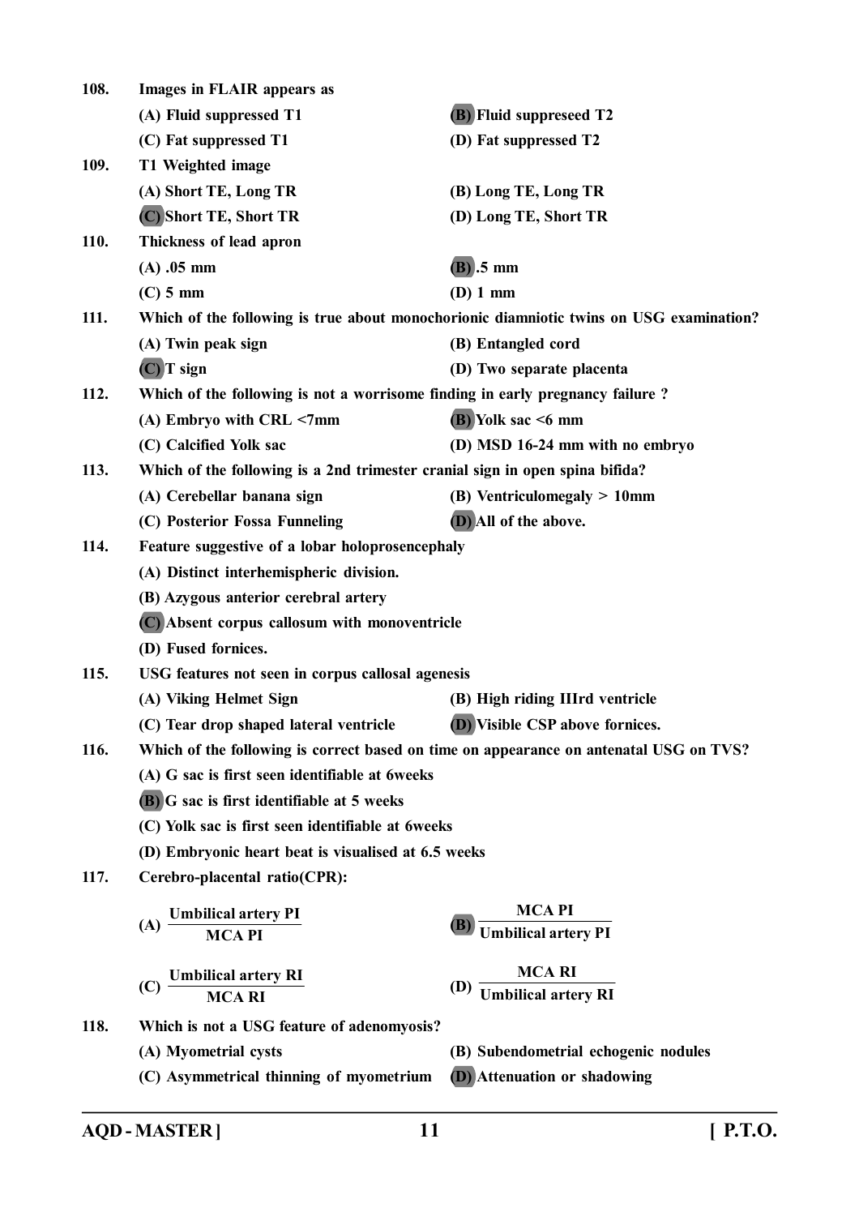108. Images in FLAIR appears as

(A) Fluid suppressed T1

(B) Fluid suppreseed T2

(C) Fat suppressed T1

(D) Fat suppressed T2

109. T1 Weighted image

(A) Short TE, Long TR

(B) Long TE, Long TR

(C) Short TE, Short TR

(D) Long TE, Short TR

110. Thickness of lead apron

(A) .05 mm

(B) .5 mm

(C) 5 mm

(D) 1 mm

111. Which of the following is true about monochorionic diamniotic twins on USG examination?

(A) Twin peak sign

(B) Entangled cord

(C) T sign

(D) Two separate placenta

112. Which of the following is not a worrisome finding in early pregnancy failure ?

(A) Embryo with CRL <7mm

(B) Yolk sac <6 mm

(C) Calcified Yolk sac

(D) MSD 16-24 mm with no embryo

113. Which of the following is a 2nd trimester cranial sign in open spina bifida?

(A) Cerebellar banana sign

(B) Ventriculomegaly > 10mm

(C) Posterior Fossa Funneling

(D) All of the above.

114. Feature suggestive of a lobar holoprosencephaly

(A) Distinct interhemispheric division.

(B) Azygous anterior cerebral artery

(C) Absent corpus callosum with monoventricle

(D) Fused fornices.

115. USG features not seen in corpus callosal agenesis

(A) Viking Helmet Sign

(B) High riding IIIrd ventricle

(C) Tear drop shaped lateral ventricle

(D) Visible CSP above fornices.

116. Which of the following is correct based on time on appearance on antenatal USG on TVS?

(A) G sac is first seen identifiable at 6weeks

(B) G sac is first identifiable at 5 weeks

(C) Yolk sac is first seen identifiable at 6weeks

(D) Embryonic heart beat is visualised at 6.5 weeks

117. Cerebro-placental ratio(CPR):

(A) $\frac{\text{Umbilical artery PI}}{\text{MCA PI}}$

(B) $\frac{\text{MCA PI}}{\text{Umbilical artery PI}}$

(C) $\frac{\text{Umbilical artery RI}}{\text{MCA RI}}$

(D) $\frac{\text{MCA RI}}{\text{Umbilical artery RI}}$

118. Which is not a USG feature of adenomyosis?

(A) Myometrial cysts

(B) Subendometrial echogenic nodules

(C) Asymmetrical thinning of myometrium

(D) Attenuation or shadowing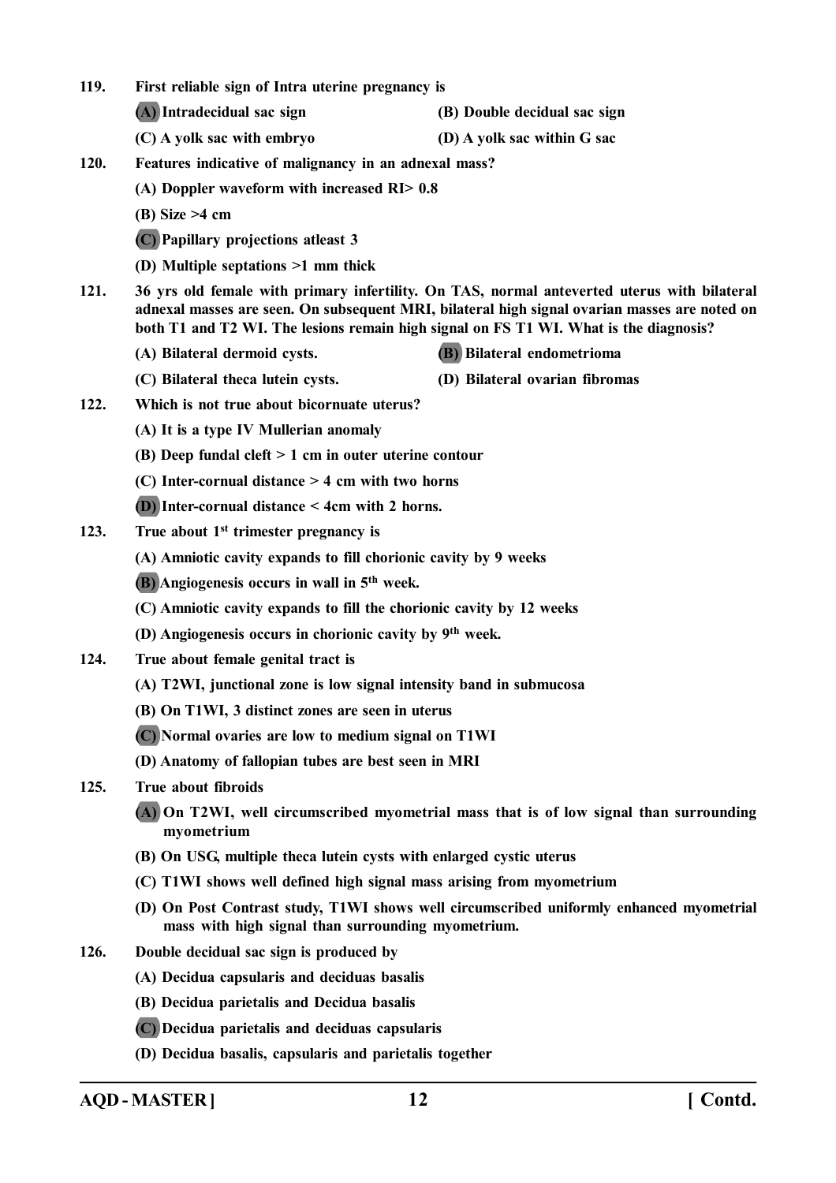**119. First reliable sign of Intra uterine pregnancy is**

**(A) Intradecidual sac sign** **(B) Double decidual sac sign**

**(C) A yolk sac with embryo** **(D) A yolk sac within G sac**

**120. Features indicative of malignancy in an adnexal mass?**

**(A) Doppler waveform with increased RI> 0.8**

**(B) Size >4 cm**

**(C) Papillary projections atleast 3**

**(D) Multiple septations >1 mm thick**

**121. 36 yrs old female with primary infertility. On TAS, normal anteverted uterus with bilateral adnexal masses are seen. On subsequent MRI, bilateral high signal ovarian masses are noted on both T1 and T2 WI. The lesions remain high signal on FS T1 WI. What is the diagnosis?**

**(A) Bilateral dermoid cysts.** **(B) Bilateral endometrioma**

**(C) Bilateral theca lutein cysts.** **(D) Bilateral ovarian fibromas**

**122. Which is not true about bicornuate uterus?**

**(A) It is a type IV Mullerian anomaly**

**(B) Deep fundal cleft > 1 cm in outer uterine contour**

**(C) Inter-cornual distance > 4 cm with two horns**

**(D) Inter-cornual distance < 4cm with 2 horns.**

**123. True about 1st trimester pregnancy is**

**(A) Amniotic cavity expands to fill chorionic cavity by 9 weeks**

**(B) Angiogenesis occurs in wall in 5th week.**

**(C) Amniotic cavity expands to fill the chorionic cavity by 12 weeks**

**(D) Angiogenesis occurs in chorionic cavity by 9th week.**

**124. True about female genital tract is**

**(A) T2WI, junctional zone is low signal intensity band in submucosa**

**(B) On T1WI, 3 distinct zones are seen in uterus**

**(C) Normal ovaries are low to medium signal on T1WI**

**(D) Anatomy of fallopian tubes are best seen in MRI**

**125. True about fibroids**

**(A) On T2WI, well circumscribed myometrial mass that is of low signal than surrounding myometrium**

**(B) On USG, multiple theca lutein cysts with enlarged cystic uterus**

**(C) T1WI shows well defined high signal mass arising from myometrium**

**(D) On Post Contrast study, T1WI shows well circumscribed uniformly enhanced myometrial mass with high signal than surrounding myometrium.**

**126. Double decidual sac sign is produced by**

**(A) Decidua capsularis and deciduas basalis**

**(B) Decidua parietalis and Decidua basalis**

**(C) Decidua parietalis and deciduas capsularis**

**(D) Decidua basalis, capsularis and parietalis together**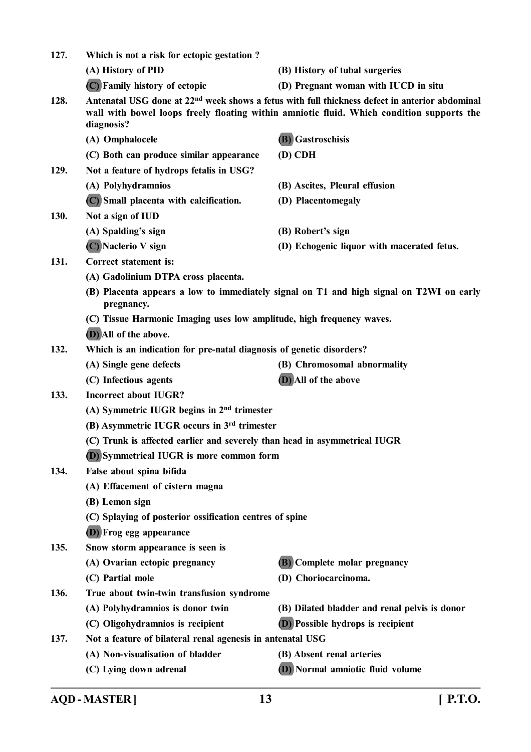127. **Which is not a risk for ectopic gestation ?**

(A) History of PID
(B) History of tubal surgeries
**(C) Family history of ectopic**
(D) Pregnant woman with IUCD in situ

128. **Antenatal USG done at 22nd week shows a fetus with full thickness defect in anterior abdominal wall with bowel loops freely floating within amniotic fluid. Which condition supports the diagnosis?**

(A) Omphalocele
**(B) Gastroschisis**
(C) Both can produce similar appearance
(D) CDH

129. **Not a feature of hydrops fetalis in USG?**

(A) Polyhydramnios
(B) Ascites, Pleural effusion
**(C) Small placenta with calcification.**
(D) Placentomegaly

130. **Not a sign of IUD**

(A) Spalding's sign
(B) Robert's sign
**(C) Naclerio V sign**
(D) Echogenic liquor with macerated fetus.

131. **Correct statement is:**

(A) Gadolinium DTPA cross placenta.
(B) Placenta appears a low to immediately signal on T1 and high signal on T2WI on early pregnancy.
(C) Tissue Harmonic Imaging uses low amplitude, high frequency waves.
**(D) All of the above.**

132. **Which is an indication for pre-natal diagnosis of genetic disorders?**

(A) Single gene defects
(B) Chromosomal abnormality
(C) Infectious agents
**(D) All of the above**

133. **Incorrect about IUGR?**

(A) Symmetric IUGR begins in 2nd trimester
(B) Asymmetric IUGR occurs in 3rd trimester
(C) Trunk is affected earlier and severely than head in asymmetrical IUGR
**(D) Symmetrical IUGR is more common form**

134. **False about spina bifida**

(A) Effacement of cistern magna
(B) Lemon sign
(C) Splaying of posterior ossification centres of spine
**(D) Frog egg appearance**

135. **Snow storm appearance is seen is**

(A) Ovarian ectopic pregnancy
**(B) Complete molar pregnancy**
(C) Partial mole
(D) Choriocarcinoma.

136. **True about twin-twin transfusion syndrome**

(A) Polyhydramnios is donor twin
(B) Dilated bladder and renal pelvis is donor
(C) Oligohydramnios is recipient
**(D) Possible hydrops is recipient**

137. **Not a feature of bilateral renal agenesis in antenatal USG**

(A) Non-visualisation of bladder
(B) Absent renal arteries
(C) Lying down adrenal
**(D) Normal amniotic fluid volume**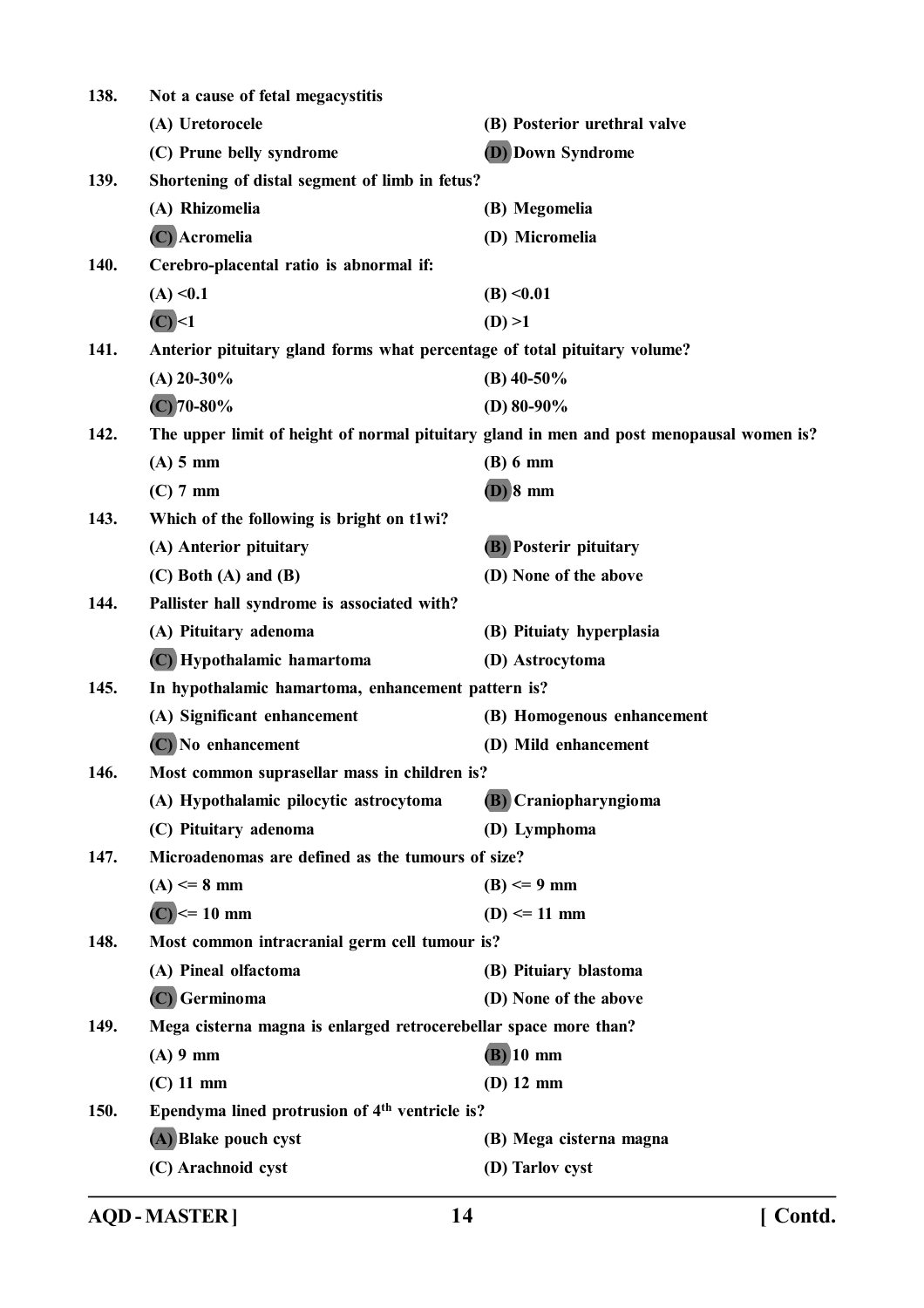**138. Not a cause of fetal megacystitis**

(A) Uretorocele
(B) Posterior urethral valve
(C) Prune belly syndrome
(D) Down Syndrome

**139. Shortening of distal segment of limb in fetus?**

(A) Rhizomelia
(B) Megomelia
(C) Acromelia
(D) Micromelia

**140. Cerebro-placental ratio is abnormal if:**

(A) <0.1
(B) <0.01
(C) <1
(D) >1

**141. Anterior pituitary gland forms what percentage of total pituitary volume?**

(A) 20-30%
(B) 40-50%
(C) 70-80%
(D) 80-90%

**142. The upper limit of height of normal pituitary gland in men and post menopausal women is?**

(A) 5 mm
(B) 6 mm
(C) 7 mm
(D) 8 mm

**143. Which of the following is bright on t1wi?**

(A) Anterior pituitary
(B) Posterir pituitary
(C) Both (A) and (B)
(D) None of the above

**144. Pallister hall syndrome is associated with?**

(A) Pituitary adenoma
(B) Pituiaty hyperplasia
(C) Hypothalamic hamartoma
(D) Astrocytoma

**145. In hypothalamic hamartoma, enhancement pattern is?**

(A) Significant enhancement
(B) Homogenous enhancement
(C) No enhancement
(D) Mild enhancement

**146. Most common suprasellar mass in children is?**

(A) Hypothalamic pilocytic astrocytoma
(B) Craniopharyngioma
(C) Pituitary adenoma
(D) Lymphoma

**147. Microadenomas are defined as the tumours of size?**

(A) <= 8 mm
(B) <= 9 mm
(C) <= 10 mm
(D) <= 11 mm

**148. Most common intracranial germ cell tumour is?**

(A) Pineal olfactoma
(B) Pituiary blastoma
(C) Germinoma
(D) None of the above

**149. Mega cisterna magna is enlarged retrocerebellar space more than?**

(A) 9 mm
(B) 10 mm
(C) 11 mm
(D) 12 mm

**150. Ependyma lined protrusion of 4th ventricle is?**

(A) Blake pouch cyst
(B) Mega cisterna magna
(C) Arachnoid cyst
(D) Tarlov cyst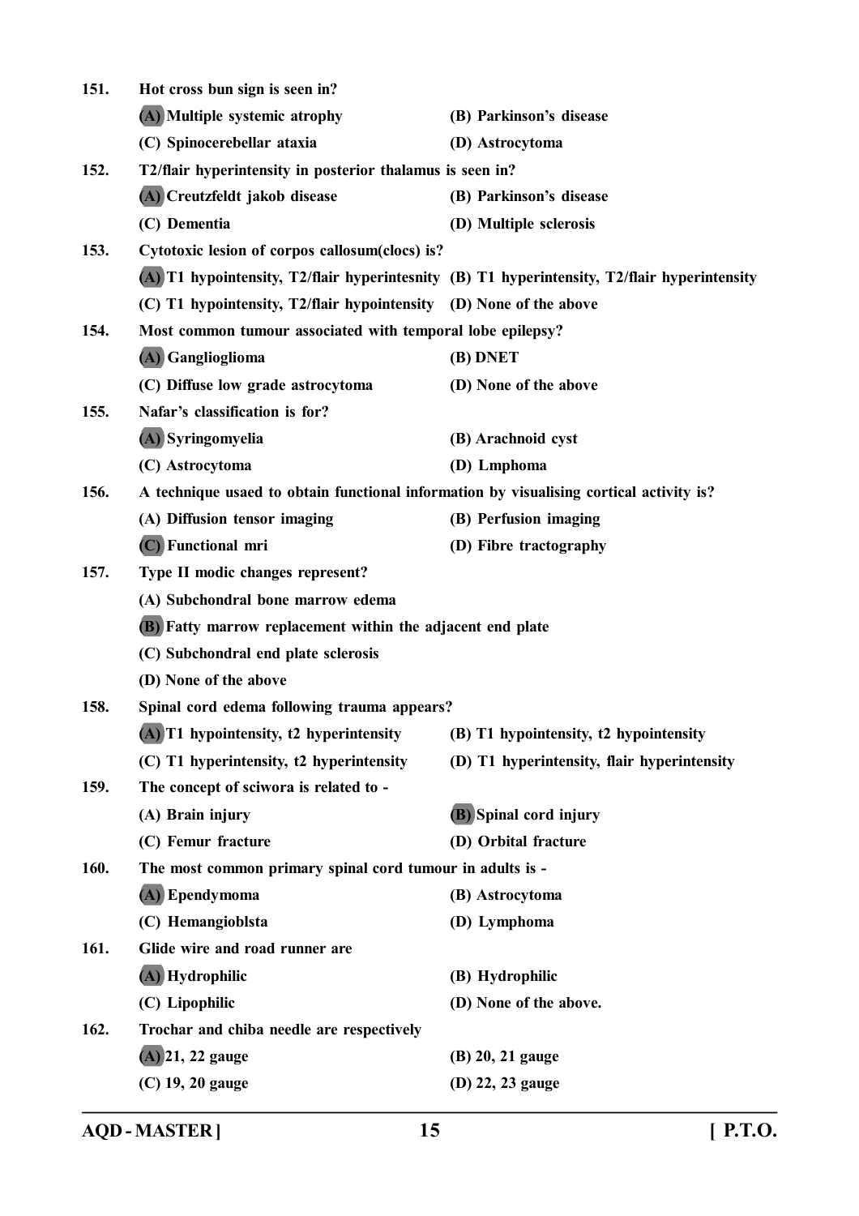151. **Hot cross bun sign is seen in?**

(A) Multiple systemic atrophy (B) Parkinson's disease
(C) Spinocerebellar ataxia (D) Astrocytoma

152. **T2/flair hyperintensity in posterior thalamus is seen in?**

(A) Creutzfeldt jakob disease (B) Parkinson's disease
(C) Dementia (D) Multiple sclerosis

153. **Cytotoxic lesion of corpos callosum(clocs) is?**

(A) T1 hypointensity, T2/flair hyperintesnity (B) T1 hyperintensity, T2/flair hyperintensity
(C) T1 hypointensity, T2/flair hypointensity (D) None of the above

154. **Most common tumour associated with temporal lobe epilepsy?**

(A) Ganglioglioma (B) DNET
(C) Diffuse low grade astrocytoma (D) None of the above

155. **Nafar's classification is for?**

(A) Syringomyelia (B) Arachnoid cyst
(C) Astrocytoma (D) Lmphoma

156. **A technique usaed to obtain functional information by visualising cortical activity is?**

(A) Diffusion tensor imaging (B) Perfusion imaging
(C) Functional mri (D) Fibre tractography

157. **Type II modic changes represent?**

(A) Subchondral bone marrow edema
(B) Fatty marrow replacement within the adjacent end plate
(C) Subchondral end plate sclerosis
(D) None of the above

158. **Spinal cord edema following trauma appears?**

(A) T1 hypointensity, t2 hyperintensity (B) T1 hypointensity, t2 hypointensity
(C) T1 hyperintensity, t2 hyperintensity (D) T1 hyperintensity, flair hyperintensity

159. **The concept of sciwora is related to -**

(A) Brain injury (B) Spinal cord injury
(C) Femur fracture (D) Orbital fracture

160. **The most common primary spinal cord tumour in adults is -**

(A) Ependymoma (B) Astrocytoma
(C) Hemangioblsta (D) Lymphoma

161. **Glide wire and road runner are**

(A) Hydrophilic (B) Hydrophilic
(C) Lipophilic (D) None of the above.

162. **Trochar and chiba needle are respectively**

(A) 21, 22 gauge (B) 20, 21 gauge
(C) 19, 20 gauge (D) 22, 23 gauge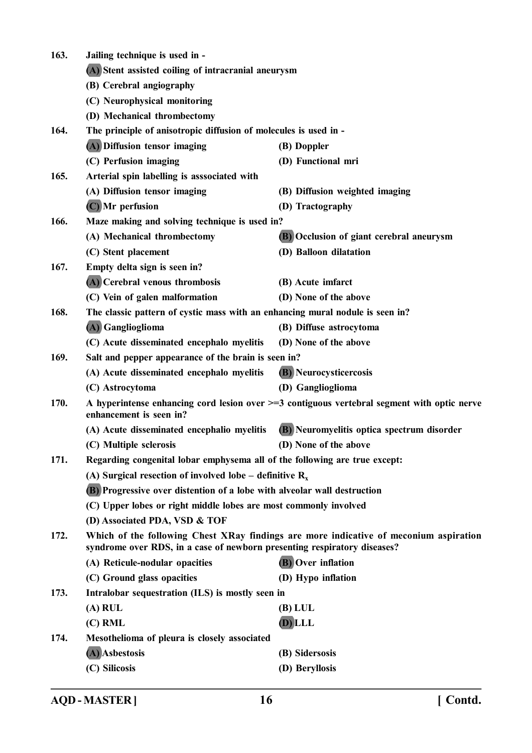163. Jailing technique is used in -

(A) Stent assisted coiling of intracranial aneurysm

(B) Cerebral angiography

(C) Neurophysical monitoring

(D) Mechanical thrombectomy

164. The principle of anisotropic diffusion of molecules is used in -

(A) Diffusion tensor imaging

(B) Doppler

(C) Perfusion imaging

(D) Functional mri

165. Arterial spin labelling is asssociated with

(A) Diffusion tensor imaging

(B) Diffusion weighted imaging

(C) Mr perfusion

(D) Tractography

166. Maze making and solving technique is used in?

(A) Mechanical thrombectomy

(B) Occlusion of giant cerebral aneurysm

(C) Stent placement

(D) Balloon dilatation

167. Empty delta sign is seen in?

(A) Cerebral venous thrombosis

(B) Acute imfarct

(C) Vein of galen malformation

(D) None of the above

168. The classic pattern of cystic mass with an enhancing mural nodule is seen in?

(A) Ganglioglioma

(B) Diffuse astrocytoma

(C) Acute disseminated encephalo myelitis

(D) None of the above

169. Salt and pepper appearance of the brain is seen in?

(A) Acute disseminated encephalo myelitis

(B) Neurocysticercosis

(C) Astrocytoma

(D) Ganglioglioma

170. A hyperintense enhancing cord lesion over >=3 contiguous vertebral segment with optic nerve enhancement is seen in?

(A) Acute disseminated encephalio myelitis

(B) Neuromyelitis optica spectrum disorder

(C) Multiple sclerosis

(D) None of the above

171. Regarding congenital lobar emphysema all of the following are true except:

(A) Surgical resection of involved lobe – definitive $R_x$

(B) Progressive over distention of a lobe with alveolar wall destruction

(C) Upper lobes or right middle lobes are most commonly involved

(D) Associated PDA, VSD & TOF

172. Which of the following Chest XRay findings are more indicative of meconium aspiration syndrome over RDS, in a case of newborn presenting respiratory diseases?

(A) Reticule-nodular opacities

(B) Over inflation

(C) Ground glass opacities

(D) Hypo inflation

173. Intralobar sequestration (ILS) is mostly seen in

(A) RUL

(B) LUL

(C) RML

(D) LLL

174. Mesothelioma of pleura is closely associated

(A) Asbestosis

(B) Sidersosis

(C) Silicosis

(D) Beryllosis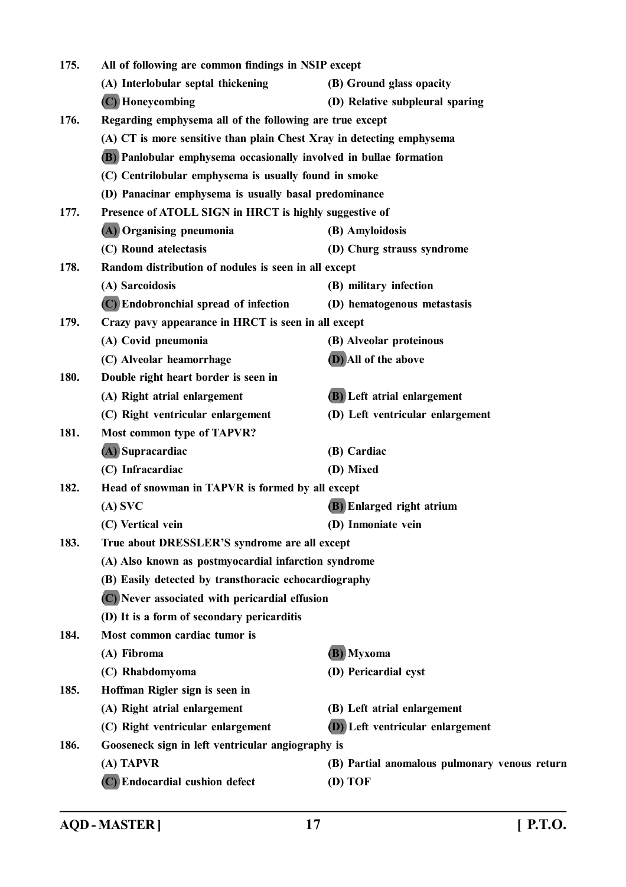175. All of following are common findings in NSIP except

(A) Interlobular septal thickening
(B) Ground glass opacity
**(C)** Honeycombing
(D) Relative subpleural sparing

176. Regarding emphysema all of the following are true except

(A) CT is more sensitive than plain Chest Xray in detecting emphysema
**(B)** Panlobular emphysema occasionally involved in bullae formation
(C) Centrilobular emphysema is usually found in smoke
(D) Panacinar emphysema is usually basal predominance

177. Presence of ATOLL SIGN in HRCT is highly suggestive of

**(A)** Organising pneumonia
(B) Amyloidosis
(C) Round atelectasis
(D) Churg strauss syndrome

178. Random distribution of nodules is seen in all except

(A) Sarcoidosis
(B) military infection
**(C)** Endobronchial spread of infection
(D) hematogenous metastasis

179. Crazy pavy appearance in HRCT is seen in all except

(A) Covid pneumonia
(B) Alveolar proteinous
(C) Alveolar heamorrhage
**(D)** All of the above

180. Double right heart border is seen in

(A) Right atrial enlargement
**(B)** Left atrial enlargement
(C) Right ventricular enlargement
(D) Left ventricular enlargement

181. Most common type of TAPVR?

**(A)** Supracardiac
(B) Cardiac
(C) Infracardiac
(D) Mixed

182. Head of snowman in TAPVR is formed by all except

(A) SVC
**(B)** Enlarged right atrium
(C) Vertical vein
(D) Inmoniate vein

183. True about DRESSLER'S syndrome are all except

(A) Also known as postmyocardial infarction syndrome
(B) Easily detected by transthoracic echocardiography
**(C)** Never associated with pericardial effusion
(D) It is a form of secondary pericarditis

184. Most common cardiac tumor is

(A) Fibroma
**(B)** Myxoma
(C) Rhabdomyoma
(D) Pericardial cyst

185. Hoffman Rigler sign is seen in

(A) Right atrial enlargement
(B) Left atrial enlargement
(C) Right ventricular enlargement
**(D)** Left ventricular enlargement

186. Gooseneck sign in left ventricular angiography is

(A) TAPVR
(B) Partial anomalous pulmonary venous return
**(C)** Endocardial cushion defect
(D) TOF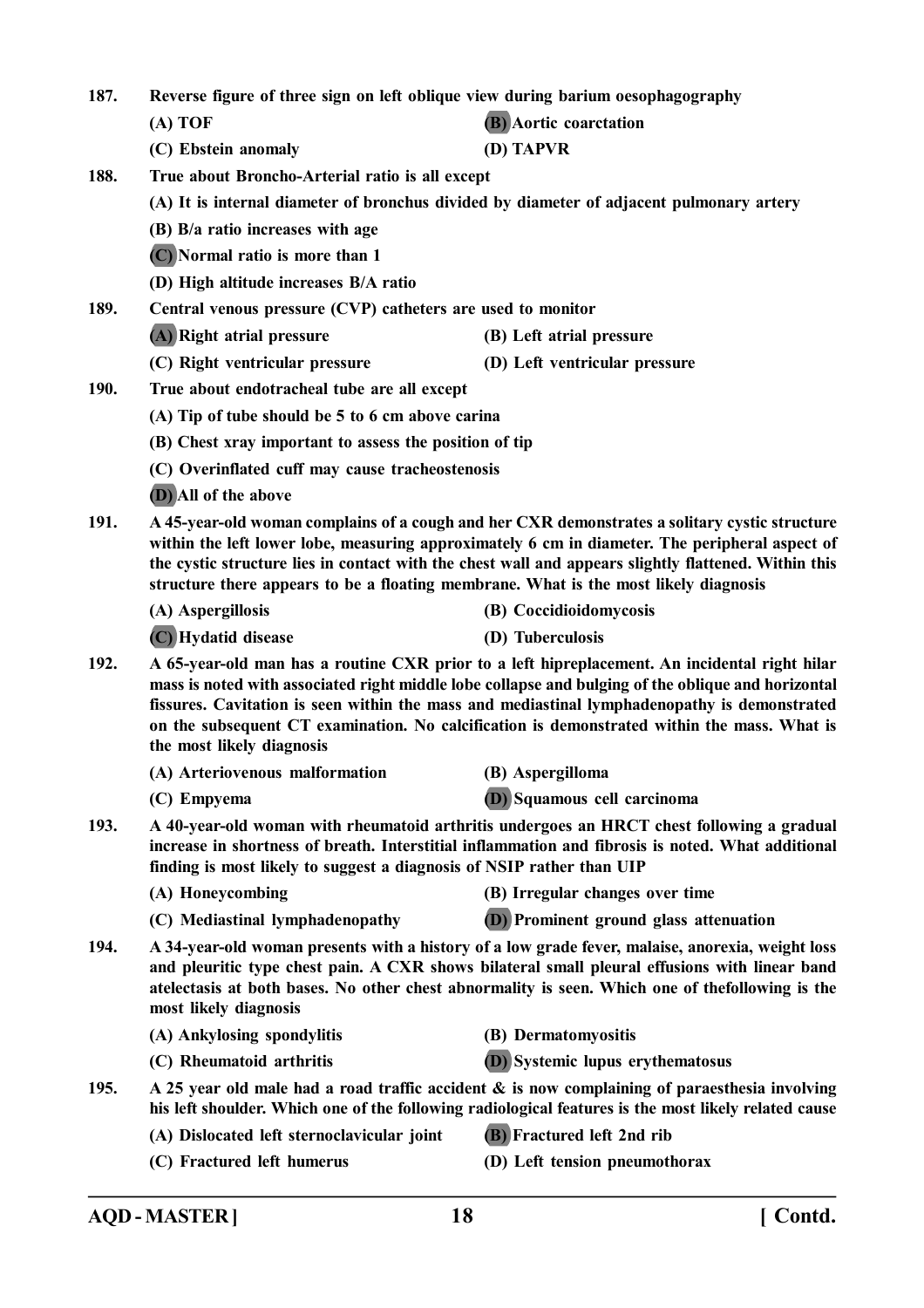**187. Reverse figure of three sign on left oblique view during barium oesophagography**

(A) TOF

**(B) Aortic coarctation**

(C) Ebstein anomaly

(D) TAPVR

**188. True about Broncho-Arterial ratio is all except**

(A) It is internal diameter of bronchus divided by diameter of adjacent pulmonary artery

(B) B/a ratio increases with age

**(C) Normal ratio is more than 1**

(D) High altitude increases B/A ratio

**189. Central venous pressure (CVP) catheters are used to monitor**

**(A) Right atrial pressure**

(B) Left atrial pressure

(C) Right ventricular pressure

(D) Left ventricular pressure

**190. True about endotracheal tube are all except**

(A) Tip of tube should be 5 to 6 cm above carina

(B) Chest xray important to assess the position of tip

(C) Overinflated cuff may cause tracheostenosis

**(D) All of the above**

**191. A 45-year-old woman complains of a cough and her CXR demonstrates a solitary cystic structure within the left lower lobe, measuring approximately 6 cm in diameter. The peripheral aspect of the cystic structure lies in contact with the chest wall and appears slightly flattened. Within this structure there appears to be a floating membrane. What is the most likely diagnosis**

(A) Aspergillosis

(B) Coccidioidomycosis

**(C) Hydatid disease**

(D) Tuberculosis

**192. A 65-year-old man has a routine CXR prior to a left hipreplacement. An incidental right hilar mass is noted with associated right middle lobe collapse and bulging of the oblique and horizontal fissures. Cavitation is seen within the mass and mediastinal lymphadenopathy is demonstrated on the subsequent CT examination. No calcification is demonstrated within the mass. What is the most likely diagnosis**

(A) Arteriovenous malformation

(B) Aspergilloma

(C) Empyema

**(D) Squamous cell carcinoma**

**193. A 40-year-old woman with rheumatoid arthritis undergoes an HRCT chest following a gradual increase in shortness of breath. Interstitial inflammation and fibrosis is noted. What additional finding is most likely to suggest a diagnosis of NSIP rather than UIP**

(A) Honeycombing

(B) Irregular changes over time

(C) Mediastinal lymphadenopathy

**(D) Prominent ground glass attenuation**

**194. A 34-year-old woman presents with a history of a low grade fever, malaise, anorexia, weight loss and pleuritic type chest pain. A CXR shows bilateral small pleural effusions with linear band atelectasis at both bases. No other chest abnormality is seen. Which one of thefollowing is the most likely diagnosis**

(A) Ankylosing spondylitis

(B) Dermatomyositis

(C) Rheumatoid arthritis

**(D) Systemic lupus erythematosus**

**195. A 25 year old male had a road traffic accident & is now complaining of paraesthesia involving his left shoulder. Which one of the following radiological features is the most likely related cause**

(A) Dislocated left sternoclavicular joint

**(B) Fractured left 2nd rib**

(C) Fractured left humerus

(D) Left tension pneumothorax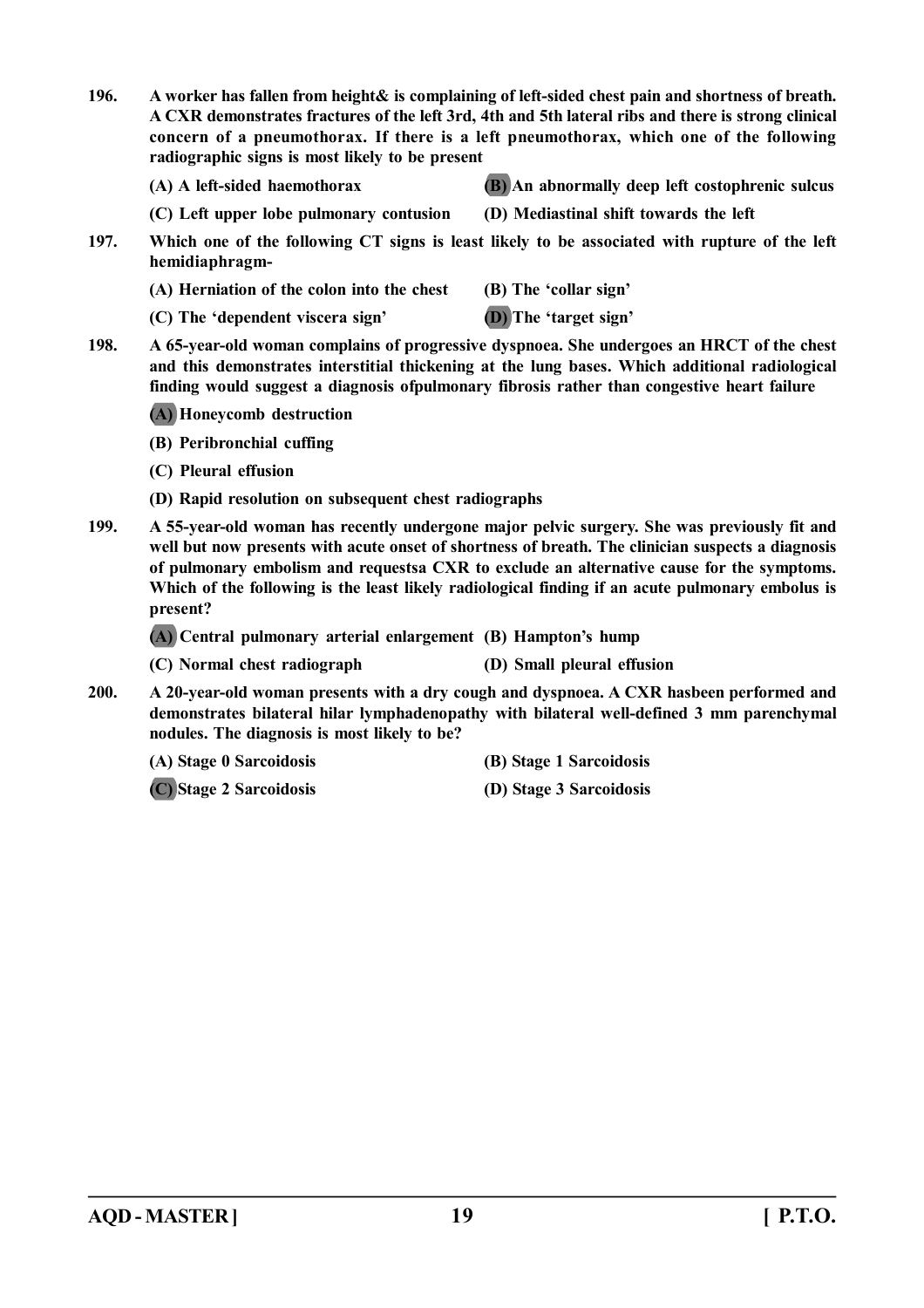**196.** **A worker has fallen from height& is complaining of left-sided chest pain and shortness of breath. A CXR demonstrates fractures of the left 3rd, 4th and 5th lateral ribs and there is strong clinical concern of a pneumothorax. If there is a left pneumothorax, which one of the following radiographic signs is most likely to be present**

**(A) A left-sided haemothorax** **(B) An abnormally deep left costophrenic sulcus**

**(C) Left upper lobe pulmonary contusion** **(D) Mediastinal shift towards the left**

**197.** **Which one of the following CT signs is least likely to be associated with rupture of the left hemidiaphragm-**

**(A) Herniation of the colon into the chest** **(B) The 'collar sign'**

**(C) The 'dependent viscera sign'** **(D) The 'target sign'**

**198.** **A 65-year-old woman complains of progressive dyspnoea. She undergoes an HRCT of the chest and this demonstrates interstitial thickening at the lung bases. Which additional radiological finding would suggest a diagnosis ofpulmonary fibrosis rather than congestive heart failure**

**(A) Honeycomb destruction**

**(B) Peribronchial cuffing**

**(C) Pleural effusion**

**(D) Rapid resolution on subsequent chest radiographs**

**199.** **A 55-year-old woman has recently undergone major pelvic surgery. She was previously fit and well but now presents with acute onset of shortness of breath. The clinician suspects a diagnosis of pulmonary embolism and requestsa CXR to exclude an alternative cause for the symptoms. Which of the following is the least likely radiological finding if an acute pulmonary embolus is present?**

**(A) Central pulmonary arterial enlargement** **(B) Hampton's hump**

**(C) Normal chest radiograph** **(D) Small pleural effusion**

**200.** **A 20-year-old woman presents with a dry cough and dyspnoea. A CXR hasbeen performed and demonstrates bilateral hilar lymphadenopathy with bilateral well-defined 3 mm parenchymal nodules. The diagnosis is most likely to be?**

**(A) Stage 0 Sarcoidosis** **(B) Stage 1 Sarcoidosis**

**(C) Stage 2 Sarcoidosis** **(D) Stage 3 Sarcoidosis**